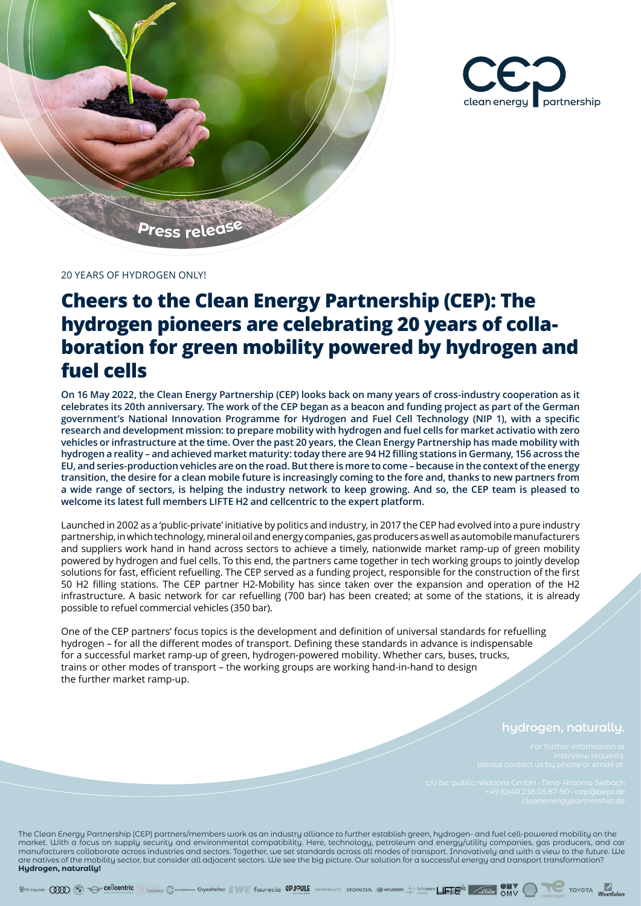Press release

20 YEARS OF HYDROGEN ONLY!

# Cheers to the Clean Energy Partnership (CEP): The hydrogen pioneers are celebrating 20 years of collaboration for green mobility powered by hydrogen and fuel cells

**On 16 May 2022, the Clean Energy Partnership (CEP) looks back on many years of cross-industry cooperation as it celebrates its 20th anniversary. The work of the CEP began as a beacon and funding project as part of the German government's National Innovation Programme for Hydrogen and Fuel Cell Technology (NIP 1), with a specific research and development mission: to prepare mobility with hydrogen and fuel cells for market activatio with zero vehicles or infrastructure at the time. Over the past 20 years, the Clean Energy Partnership has made mobility with hydrogen a reality – and achieved market maturity: today there are 94 H2 filling stations in Germany, 156 across the EU, and series-production vehicles are on the road. But there is more to come – because in the context of the energy transition, the desire for a clean mobile future is increasingly coming to the fore and, thanks to new partners from a wide range of sectors, is helping the industry network to keep growing. And so, the CEP team is pleased to welcome its latest full members LIFTE H2 and cellcentric to the expert platform.**

Launched in 2002 as a 'public-private' initiative by politics and industry, in 2017 the CEP had evolved into a pure industry partnership, in which technology, mineral oil and energy companies, gas producers as well as automobile manufacturers and suppliers work hand in hand across sectors to achieve a timely, nationwide market ramp-up of green mobility powered by hydrogen and fuel cells. To this end, the partners came together in tech working groups to jointly develop solutions for fast, efficient refuelling. The CEP served as a funding project, responsible for the construction of the first 50 H2 filling stations. The CEP partner H2-Mobility has since taken over the expansion and operation of the H2 infrastructure. A basic network for car refuelling (700 bar) has been created; at some of the stations, it is already possible to refuel commercial vehicles (350 bar).

One of the CEP partners' focus topics is the development and definition of universal standards for refuelling hydrogen – for all the different modes of transport. Defining these standards in advance is indispensable for a successful market ramp-up of green, hydrogen-powered mobility. Whether cars, buses, trucks, trains or other modes of transport – the working groups are working hand-in-hand to design the further market ramp-up.

**hydrogen, naturally.**

For further information or interview requests, please contact us by phone or email at:

c/o be: public relations GmbH · Nina-Antonia Siebach
+49 (0)40 238 05 87-90 · cep@bepr.de
cleanenergypartnership.de

The Clean Energy Partnership (CEP) partners/members work as an industry alliance to further establish green, hydrogen- and fuel cell-powered mobility on the market. With a focus on supply security and environmental compatibility. Here, technology, petroleum and energy/utility companies, gas producers, and car manufacturers collaborate across industries and sectors. Together, we set standards across all modes of transport. Innovatively and with a view to the future. We are natives of the mobility sector, but consider all adjacent sectors. We see the big picture. Our solution for a successful energy and transport transformation? **Hydrogen, naturally!**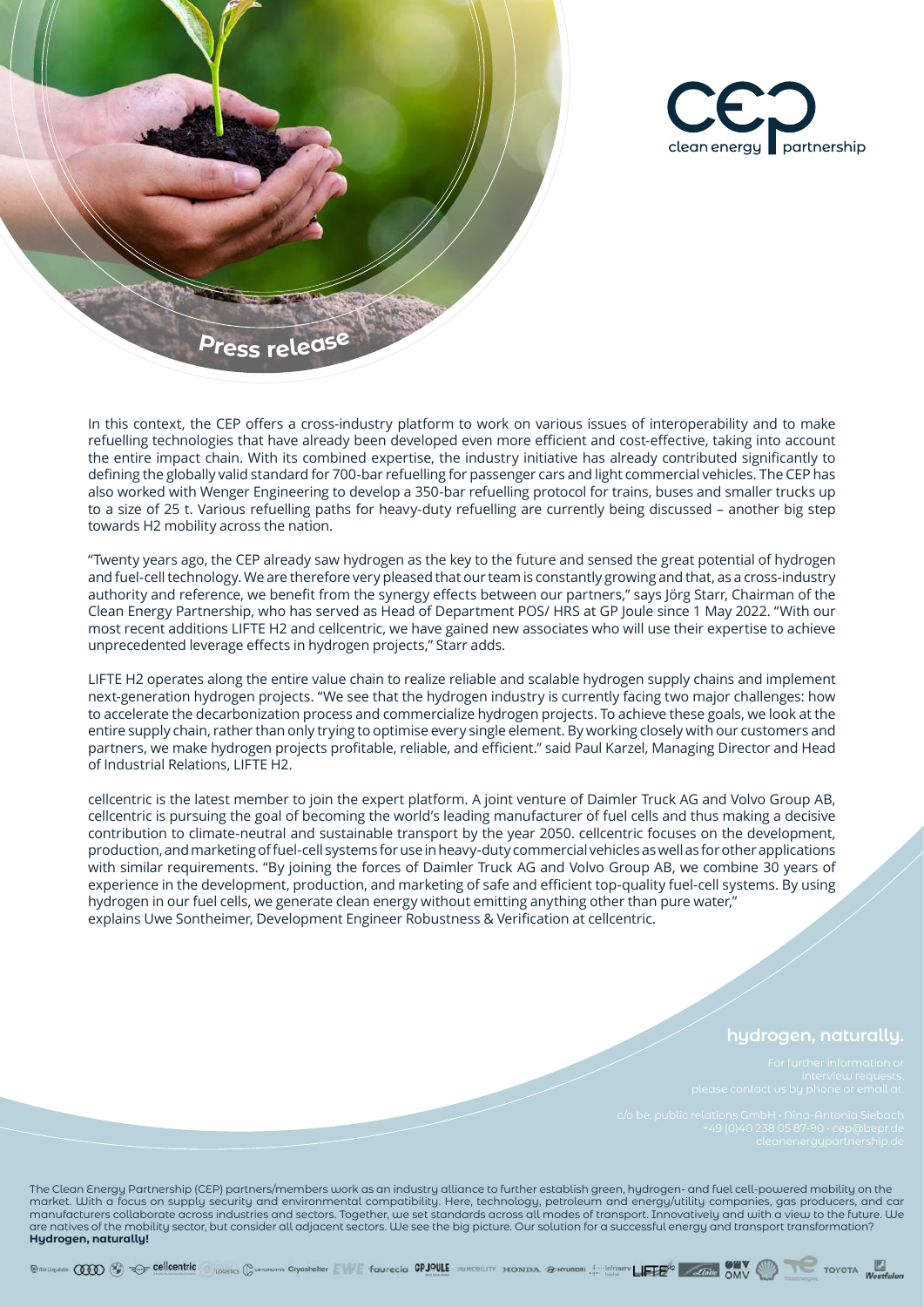Press release

In this context, the CEP offers a cross-industry platform to work on various issues of interoperability and to make refuelling technologies that have already been developed even more efficient and cost-effective, taking into account the entire impact chain. With its combined expertise, the industry initiative has already contributed significantly to defining the globally valid standard for 700-bar refuelling for passenger cars and light commercial vehicles. The CEP has also worked with Wenger Engineering to develop a 350-bar refuelling protocol for trains, buses and smaller trucks up to a size of 25 t. Various refuelling paths for heavy-duty refuelling are currently being discussed – another big step towards H2 mobility across the nation.

"Twenty years ago, the CEP already saw hydrogen as the key to the future and sensed the great potential of hydrogen and fuel-cell technology. We are therefore very pleased that our team is constantly growing and that, as a cross-industry authority and reference, we benefit from the synergy effects between our partners," says Jörg Starr, Chairman of the Clean Energy Partnership, who has served as Head of Department POS/ HRS at GP Joule since 1 May 2022. "With our most recent additions LIFTE H2 and cellcentric, we have gained new associates who will use their expertise to achieve unprecedented leverage effects in hydrogen projects," Starr adds.

LIFTE H2 operates along the entire value chain to realize reliable and scalable hydrogen supply chains and implement next-generation hydrogen projects. "We see that the hydrogen industry is currently facing two major challenges: how to accelerate the decarbonization process and commercialize hydrogen projects. To achieve these goals, we look at the entire supply chain, rather than only trying to optimise every single element. By working closely with our customers and partners, we make hydrogen projects profitable, reliable, and efficient." said Paul Karzel, Managing Director and Head of Industrial Relations, LIFTE H2.

cellcentric is the latest member to join the expert platform. A joint venture of Daimler Truck AG and Volvo Group AB, cellcentric is pursuing the goal of becoming the world's leading manufacturer of fuel cells and thus making a decisive contribution to climate-neutral and sustainable transport by the year 2050. cellcentric focuses on the development, production, and marketing of fuel-cell systems for use in heavy-duty commercial vehicles as well as for other applications with similar requirements. "By joining the forces of Daimler Truck AG and Volvo Group AB, we combine 30 years of experience in the development, production, and marketing of safe and efficient top-quality fuel-cell systems. By using hydrogen in our fuel cells, we generate clean energy without emitting anything other than pure water," explains Uwe Sontheimer, Development Engineer Robustness & Verification at cellcentric.

**hydrogen, naturally.**

For further information or interview requests, please contact us by phone or email at:

c/o be: public relations GmbH • Nina-Antonia Siebach
+49 (0)40 238 05 87-90 • cep@bepr.de
cleanenergypartnership.de

The Clean Energy Partnership (CEP) partners/members work as an industry alliance to further establish green, hydrogen- and fuel cell-powered mobility on the market. With a focus on supply security and environmental compatibility. Here, technology, petroleum and energy/utility companies, gas producers, and car manufacturers collaborate across industries and sectors. Together, we set standards across all modes of transport. Innovatively and with a view to the future. We are natives of the mobility sector, but consider all adjacent sectors. We see the big picture. Our solution for a successful energy and transport transformation? **Hydrogen, naturally!**